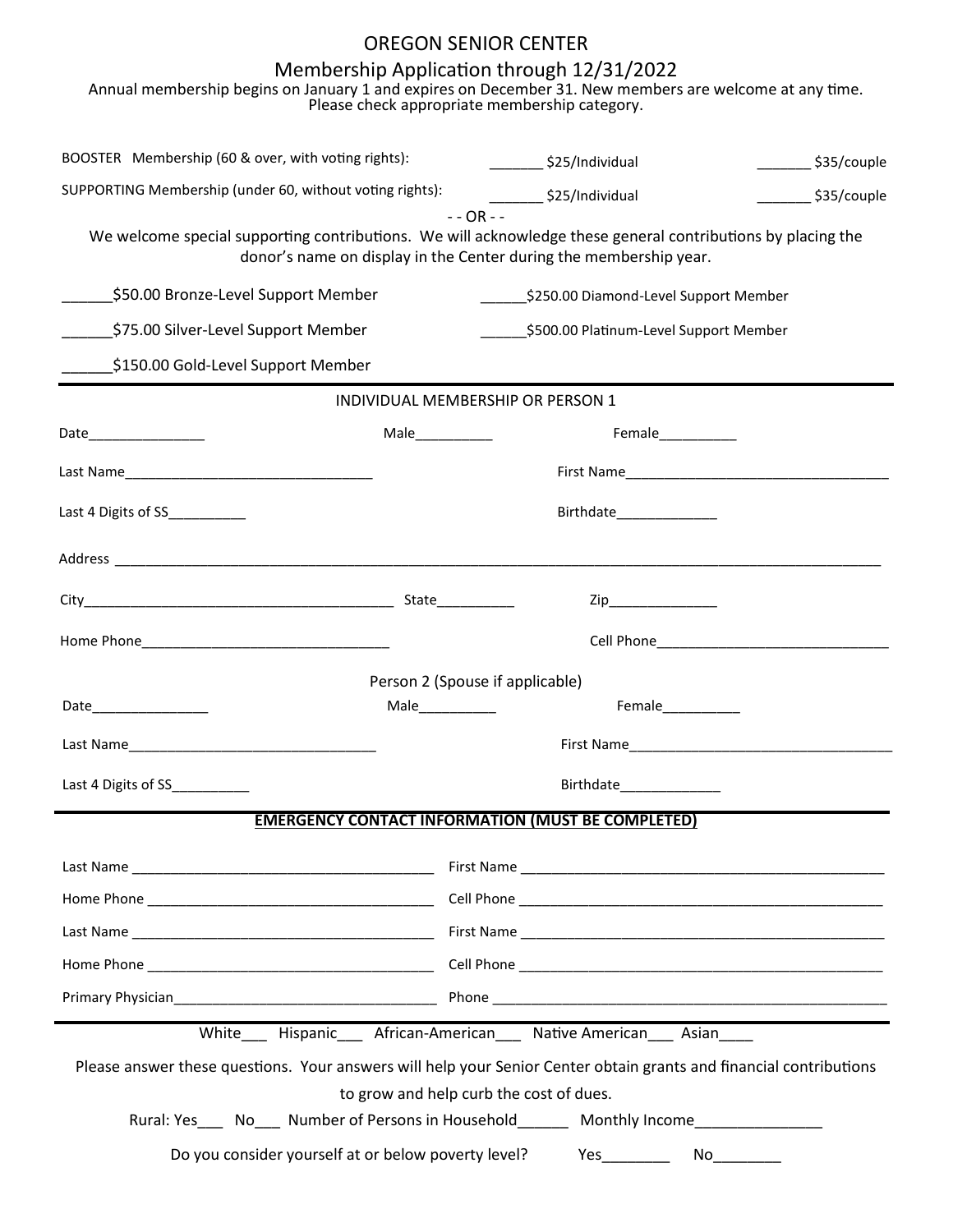# OREGON SENIOR CENTER

## Membership Application through 12/31/2022

Annual membership begins on January 1 and expires on December 31. New members are welcome at any time.
Please check appropriate membership category.

BOOSTER Membership (60 & over, with voting rights): _______ $25/Individual _______ $35/couple

SUPPORTING Membership (under 60, without voting rights): _______ $25/Individual _______ $35/couple

- - OR - -

We welcome special supporting contributions. We will acknowledge these general contributions by placing the donor's name on display in the Center during the membership year.

______$50.00 Bronze-Level Support Member

______$75.00 Silver-Level Support Member

______$150.00 Gold-Level Support Member

______$250.00 Diamond-Level Support Member

______$500.00 Platinum-Level Support Member

---

INDIVIDUAL MEMBERSHIP OR PERSON 1

Date_______________ Male__________ Female__________

Last Name________________________________ First Name__________________________________

Last 4 Digits of SS__________ Birthdate_____________

Address ____________________________________________________________________________________________

City________________________________________ State__________ Zip______________

Home Phone________________________________ Cell Phone______________________________

Person 2 (Spouse if applicable)

Date_______________ Male__________ Female__________

Last Name________________________________ First Name__________________________________

Last 4 Digits of SS__________ Birthdate_____________

---

**EMERGENCY CONTACT INFORMATION (MUST BE COMPLETED)**

Last Name ________________________________________ First Name ________________________________________________

Home Phone ______________________________________ Cell Phone ________________________________________________

Last Name ________________________________________ First Name ________________________________________________

Home Phone ______________________________________ Cell Phone ________________________________________________

Primary Physician__________________________________ Phone _____________________________________________________

---

White___ Hispanic___ African-American___ Native American___ Asian____

Please answer these questions. Your answers will help your Senior Center obtain grants and financial contributions to grow and help curb the cost of dues.

Rural: Yes___ No___ Number of Persons in Household______ Monthly Income_______________

Do you consider yourself at or below poverty level? Yes________ No________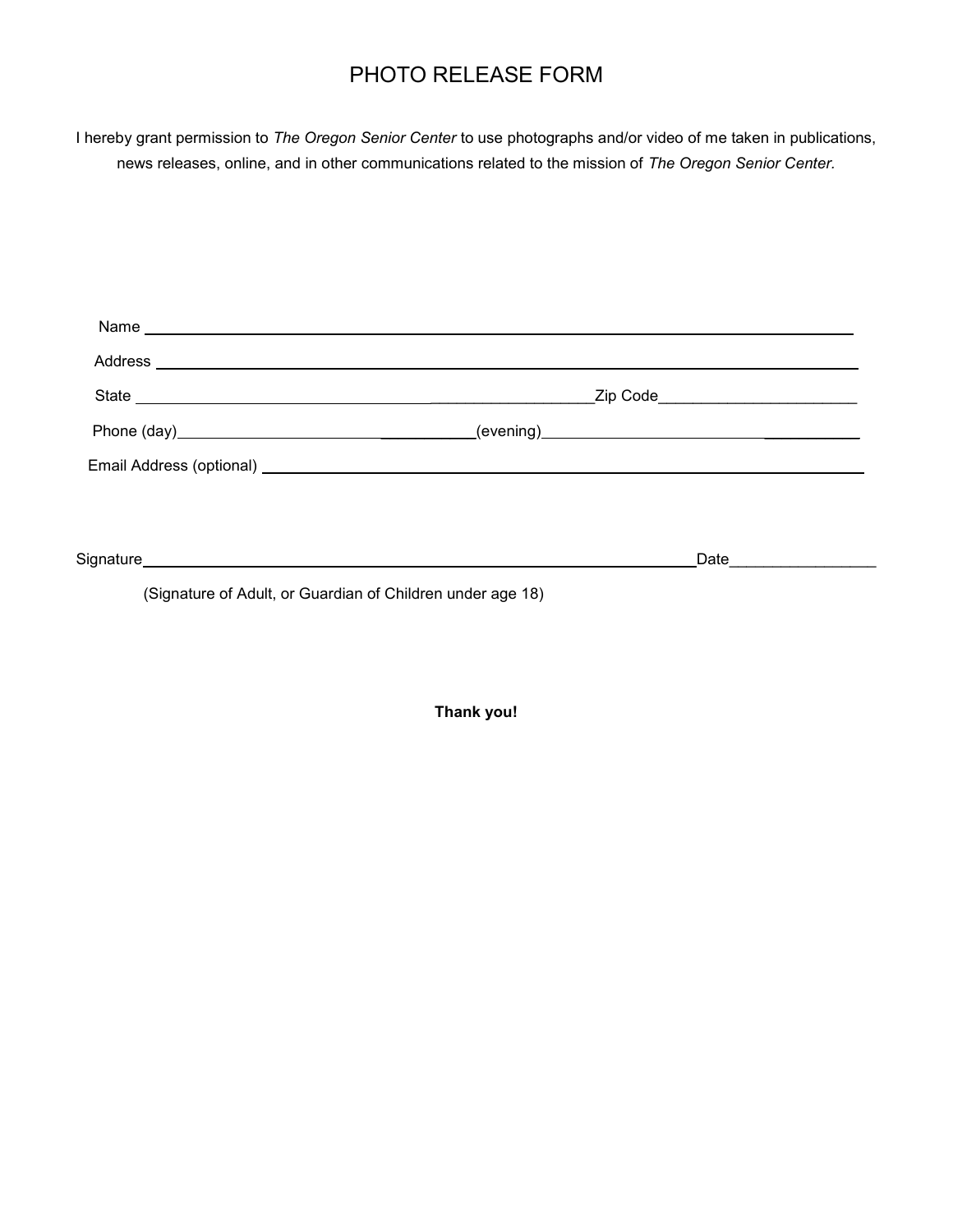# PHOTO RELEASE FORM

I hereby grant permission to *The Oregon Senior Center* to use photographs and/or video of me taken in publications, news releases, online, and in other communications related to the mission of *The Oregon Senior Center*.

Name ____________________________________________________________________

Address __________________________________________________________________

State ______________________________________ Zip Code ______________________

Phone (day) ________________________ (evening) ___________________________

Email Address (optional) ____________________________________________________

Signature ___________________________________________________ Date ________________

(Signature of Adult, or Guardian of Children under age 18)

**Thank you!**